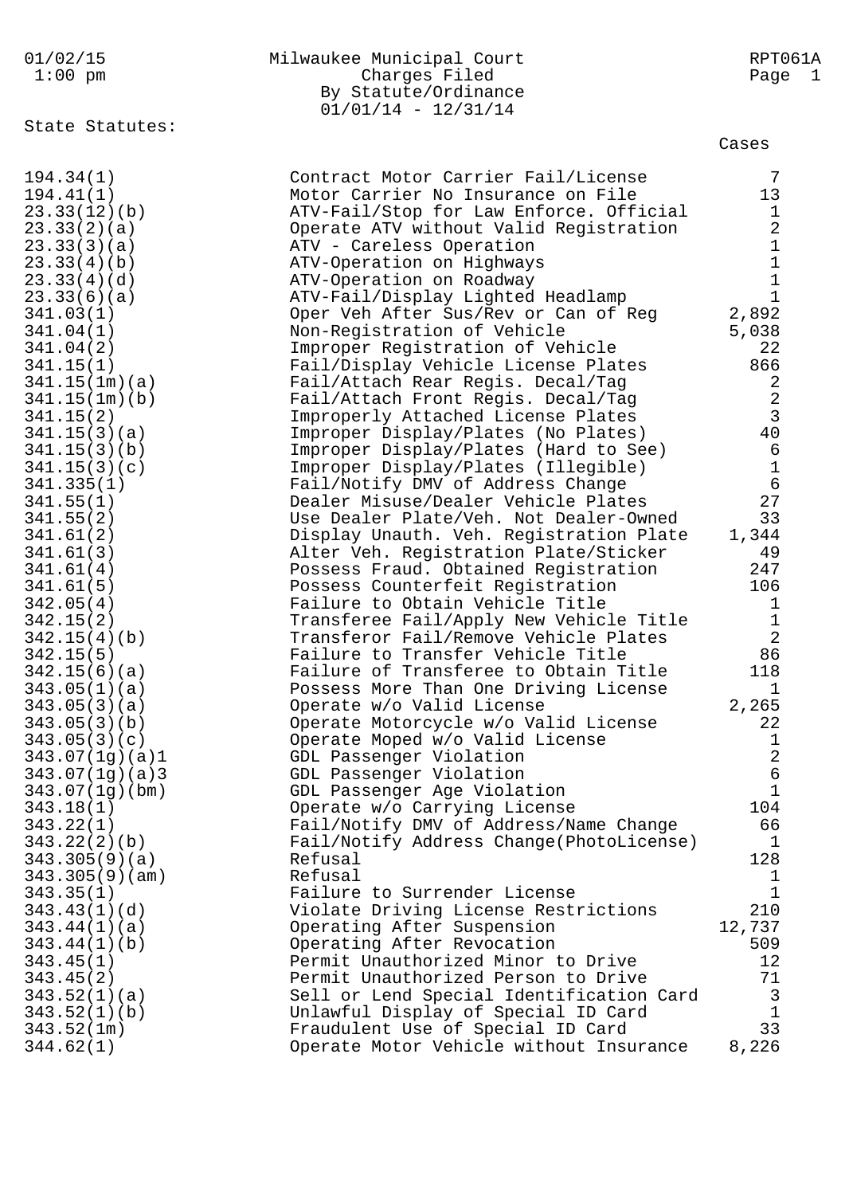# Milwaukee Municipal Court

## Charges Filed
### By Statute/Ordinance
01/01/14 - 12/31/14

01/02/15 1:00 pm — RPT061A

State Statutes:

| Statute | Description | Cases |
|---|---|---|
| 194.34(1) | Contract Motor Carrier Fail/License | 7 |
| 194.41(1) | Motor Carrier No Insurance on File | 13 |
| 23.33(12)(b) | ATV-Fail/Stop for Law Enforce. Official | 1 |
| 23.33(2)(a) | Operate ATV without Valid Registration | 2 |
| 23.33(3)(a) | ATV - Careless Operation | 1 |
| 23.33(4)(b) | ATV-Operation on Highways | 1 |
| 23.33(4)(d) | ATV-Operation on Roadway | 1 |
| 23.33(6)(a) | ATV-Fail/Display Lighted Headlamp | 1 |
| 341.03(1) | Oper Veh After Sus/Rev or Can of Reg | 2,892 |
| 341.04(1) | Non-Registration of Vehicle | 5,038 |
| 341.04(2) | Improper Registration of Vehicle | 22 |
| 341.15(1) | Fail/Display Vehicle License Plates | 866 |
| 341.15(1m)(a) | Fail/Attach Rear Regis. Decal/Tag | 2 |
| 341.15(1m)(b) | Fail/Attach Front Regis. Decal/Tag | 2 |
| 341.15(2) | Improperly Attached License Plates | 3 |
| 341.15(3)(a) | Improper Display/Plates (No Plates) | 40 |
| 341.15(3)(b) | Improper Display/Plates (Hard to See) | 6 |
| 341.15(3)(c) | Improper Display/Plates (Illegible) | 1 |
| 341.335(1) | Fail/Notify DMV of Address Change | 6 |
| 341.55(1) | Dealer Misuse/Dealer Vehicle Plates | 27 |
| 341.55(2) | Use Dealer Plate/Veh. Not Dealer-Owned | 33 |
| 341.61(2) | Display Unauth. Veh. Registration Plate | 1,344 |
| 341.61(3) | Alter Veh. Registration Plate/Sticker | 49 |
| 341.61(4) | Possess Fraud. Obtained Registration | 247 |
| 341.61(5) | Possess Counterfeit Registration | 106 |
| 342.05(4) | Failure to Obtain Vehicle Title | 1 |
| 342.15(2) | Transferee Fail/Apply New Vehicle Title | 1 |
| 342.15(4)(b) | Transferor Fail/Remove Vehicle Plates | 2 |
| 342.15(5) | Failure to Transfer Vehicle Title | 86 |
| 342.15(6)(a) | Failure of Transferee to Obtain Title | 118 |
| 343.05(1)(a) | Possess More Than One Driving License | 1 |
| 343.05(3)(a) | Operate w/o Valid License | 2,265 |
| 343.05(3)(b) | Operate Motorcycle w/o Valid License | 22 |
| 343.05(3)(c) | Operate Moped w/o Valid License | 1 |
| 343.07(1g)(a)1 | GDL Passenger Violation | 2 |
| 343.07(1g)(a)3 | GDL Passenger Violation | 6 |
| 343.07(1g)(bm) | GDL Passenger Age Violation | 1 |
| 343.18(1) | Operate w/o Carrying License | 104 |
| 343.22(1) | Fail/Notify DMV of Address/Name Change | 66 |
| 343.22(2)(b) | Fail/Notify Address Change(PhotoLicense) | 1 |
| 343.305(9)(a) | Refusal | 128 |
| 343.305(9)(am) | Refusal | 1 |
| 343.35(1) | Failure to Surrender License | 1 |
| 343.43(1)(d) | Violate Driving License Restrictions | 210 |
| 343.44(1)(a) | Operating After Suspension | 12,737 |
| 343.44(1)(b) | Operating After Revocation | 509 |
| 343.45(1) | Permit Unauthorized Minor to Drive | 12 |
| 343.45(2) | Permit Unauthorized Person to Drive | 71 |
| 343.52(1)(a) | Sell or Lend Special Identification Card | 3 |
| 343.52(1)(b) | Unlawful Display of Special ID Card | 1 |
| 343.52(1m) | Fraudulent Use of Special ID Card | 33 |
| 344.62(1) | Operate Motor Vehicle without Insurance | 8,226 |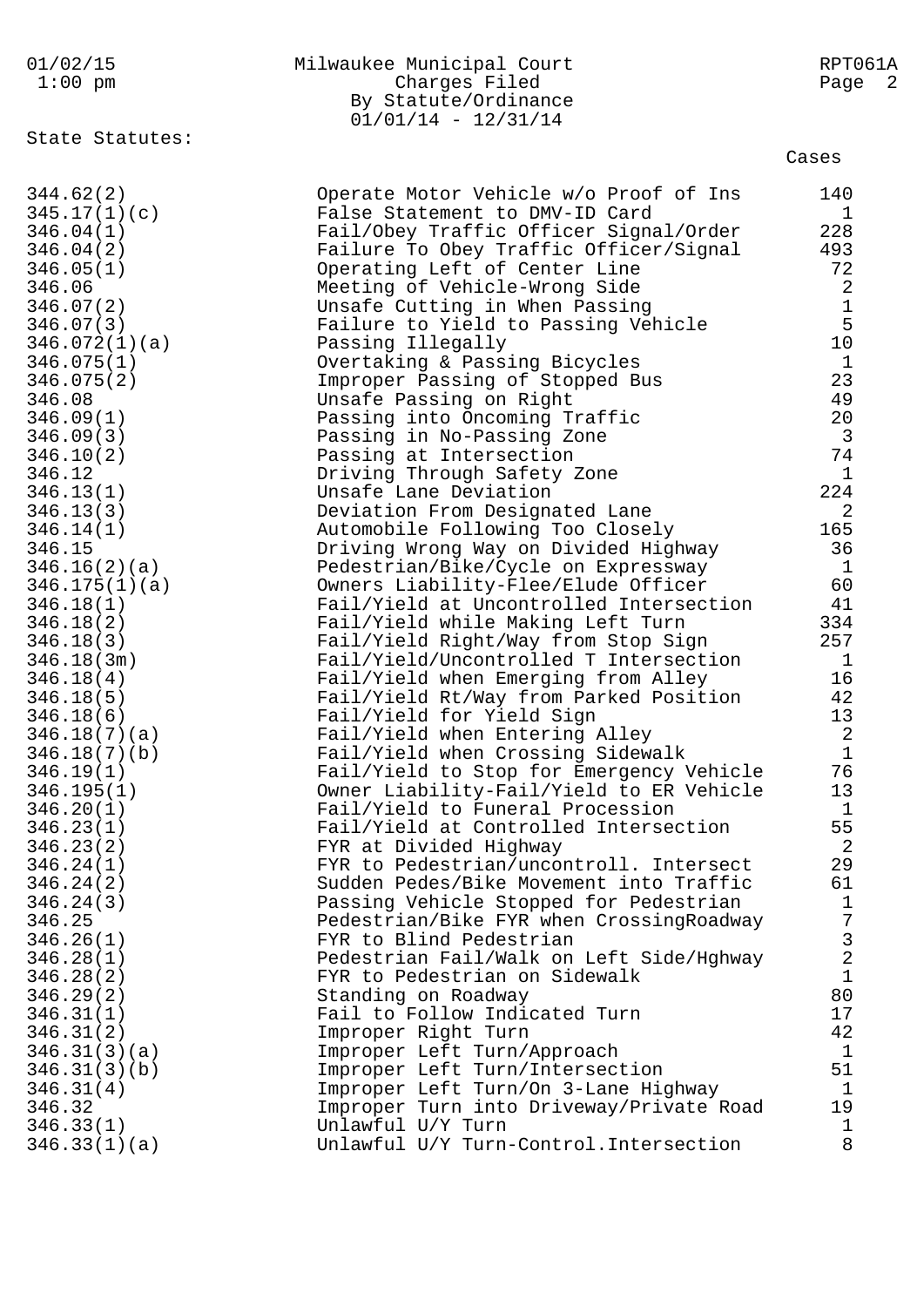Milwaukee Municipal Court
Charges Filed
By Statute/Ordinance
01/01/14 - 12/31/14

State Statutes:

| Statute | Description | Cases |
|---|---|---|
| 344.62(2) | Operate Motor Vehicle w/o Proof of Ins | 140 |
| 345.17(1)(c) | False Statement to DMV-ID Card | 1 |
| 346.04(1) | Fail/Obey Traffic Officer Signal/Order | 228 |
| 346.04(2) | Failure To Obey Traffic Officer/Signal | 493 |
| 346.05(1) | Operating Left of Center Line | 72 |
| 346.06 | Meeting of Vehicle-Wrong Side | 2 |
| 346.07(2) | Unsafe Cutting in When Passing | 1 |
| 346.07(3) | Failure to Yield to Passing Vehicle | 5 |
| 346.072(1)(a) | Passing Illegally | 10 |
| 346.075(1) | Overtaking & Passing Bicycles | 1 |
| 346.075(2) | Improper Passing of Stopped Bus | 23 |
| 346.08 | Unsafe Passing on Right | 49 |
| 346.09(1) | Passing into Oncoming Traffic | 20 |
| 346.09(3) | Passing in No-Passing Zone | 3 |
| 346.10(2) | Passing at Intersection | 74 |
| 346.12 | Driving Through Safety Zone | 1 |
| 346.13(1) | Unsafe Lane Deviation | 224 |
| 346.13(3) | Deviation From Designated Lane | 2 |
| 346.14(1) | Automobile Following Too Closely | 165 |
| 346.15 | Driving Wrong Way on Divided Highway | 36 |
| 346.16(2)(a) | Pedestrian/Bike/Cycle on Expressway | 1 |
| 346.175(1)(a) | Owners Liability-Flee/Elude Officer | 60 |
| 346.18(1) | Fail/Yield at Uncontrolled Intersection | 41 |
| 346.18(2) | Fail/Yield while Making Left Turn | 334 |
| 346.18(3) | Fail/Yield Right/Way from Stop Sign | 257 |
| 346.18(3m) | Fail/Yield/Uncontrolled T Intersection | 1 |
| 346.18(4) | Fail/Yield when Emerging from Alley | 16 |
| 346.18(5) | Fail/Yield Rt/Way from Parked Position | 42 |
| 346.18(6) | Fail/Yield for Yield Sign | 13 |
| 346.18(7)(a) | Fail/Yield when Entering Alley | 2 |
| 346.18(7)(b) | Fail/Yield when Crossing Sidewalk | 1 |
| 346.19(1) | Fail/Yield to Stop for Emergency Vehicle | 76 |
| 346.195(1) | Owner Liability-Fail/Yield to ER Vehicle | 13 |
| 346.20(1) | Fail/Yield to Funeral Procession | 1 |
| 346.23(1) | Fail/Yield at Controlled Intersection | 55 |
| 346.23(2) | FYR at Divided Highway | 2 |
| 346.24(1) | FYR to Pedestrian/uncontroll. Intersect | 29 |
| 346.24(2) | Sudden Pedes/Bike Movement into Traffic | 61 |
| 346.24(3) | Passing Vehicle Stopped for Pedestrian | 1 |
| 346.25 | Pedestrian/Bike FYR when CrossingRoadway | 7 |
| 346.26(1) | FYR to Blind Pedestrian | 3 |
| 346.28(1) | Pedestrian Fail/Walk on Left Side/Hghway | 2 |
| 346.28(2) | FYR to Pedestrian on Sidewalk | 1 |
| 346.29(2) | Standing on Roadway | 80 |
| 346.31(1) | Fail to Follow Indicated Turn | 17 |
| 346.31(2) | Improper Right Turn | 42 |
| 346.31(3)(a) | Improper Left Turn/Approach | 1 |
| 346.31(3)(b) | Improper Left Turn/Intersection | 51 |
| 346.31(4) | Improper Left Turn/On 3-Lane Highway | 1 |
| 346.32 | Improper Turn into Driveway/Private Road | 19 |
| 346.33(1) | Unlawful U/Y Turn | 1 |
| 346.33(1)(a) | Unlawful U/Y Turn-Control.Intersection | 8 |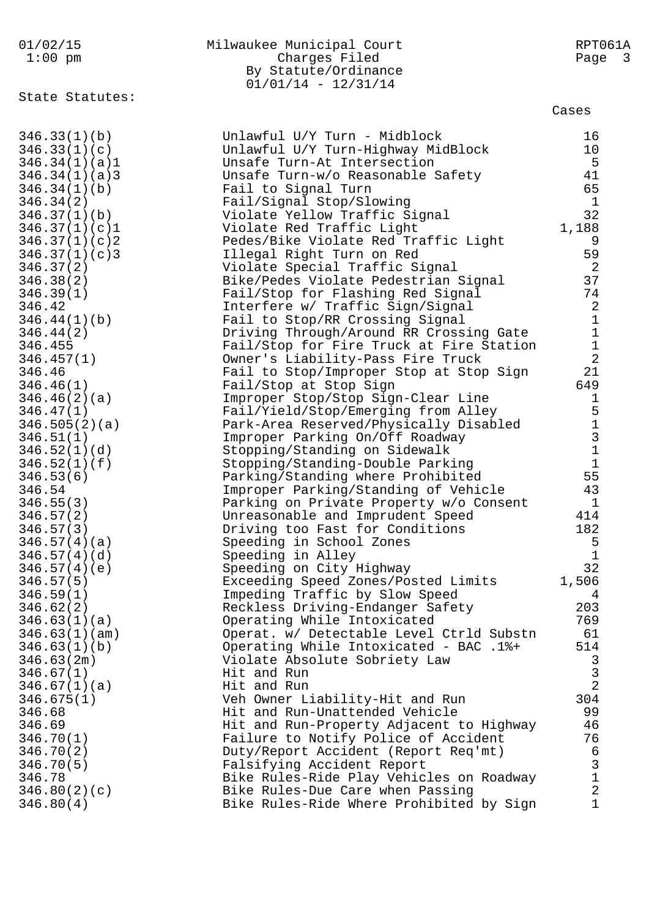Milwaukee Municipal Court
Charges Filed
By Statute/Ordinance
01/01/14 - 12/31/14

State Statutes:

| Statute | Description | Cases |
|---|---|---|
| 346.33(1)(b) | Unlawful U/Y Turn - Midblock | 16 |
| 346.33(1)(c) | Unlawful U/Y Turn-Highway MidBlock | 10 |
| 346.34(1)(a)1 | Unsafe Turn-At Intersection | 5 |
| 346.34(1)(a)3 | Unsafe Turn-w/o Reasonable Safety | 41 |
| 346.34(1)(b) | Fail to Signal Turn | 65 |
| 346.34(2) | Fail/Signal Stop/Slowing | 1 |
| 346.37(1)(b) | Violate Yellow Traffic Signal | 32 |
| 346.37(1)(c)1 | Violate Red Traffic Light | 1,188 |
| 346.37(1)(c)2 | Pedes/Bike Violate Red Traffic Light | 9 |
| 346.37(1)(c)3 | Illegal Right Turn on Red | 59 |
| 346.37(2) | Violate Special Traffic Signal | 2 |
| 346.38(2) | Bike/Pedes Violate Pedestrian Signal | 37 |
| 346.39(1) | Fail/Stop for Flashing Red Signal | 74 |
| 346.42 | Interfere w/ Traffic Sign/Signal | 2 |
| 346.44(1)(b) | Fail to Stop/RR Crossing Signal | 1 |
| 346.44(2) | Driving Through/Around RR Crossing Gate | 1 |
| 346.455 | Fail/Stop for Fire Truck at Fire Station | 1 |
| 346.457(1) | Owner's Liability-Pass Fire Truck | 2 |
| 346.46 | Fail to Stop/Improper Stop at Stop Sign | 21 |
| 346.46(1) | Fail/Stop at Stop Sign | 649 |
| 346.46(2)(a) | Improper Stop/Stop Sign-Clear Line | 1 |
| 346.47(1) | Fail/Yield/Stop/Emerging from Alley | 5 |
| 346.505(2)(a) | Park-Area Reserved/Physically Disabled | 1 |
| 346.51(1) | Improper Parking On/Off Roadway | 3 |
| 346.52(1)(d) | Stopping/Standing on Sidewalk | 1 |
| 346.52(1)(f) | Stopping/Standing-Double Parking | 1 |
| 346.53(6) | Parking/Standing where Prohibited | 55 |
| 346.54 | Improper Parking/Standing of Vehicle | 43 |
| 346.55(3) | Parking on Private Property w/o Consent | 1 |
| 346.57(2) | Unreasonable and Imprudent Speed | 414 |
| 346.57(3) | Driving too Fast for Conditions | 182 |
| 346.57(4)(a) | Speeding in School Zones | 5 |
| 346.57(4)(d) | Speeding in Alley | 1 |
| 346.57(4)(e) | Speeding on City Highway | 32 |
| 346.57(5) | Exceeding Speed Zones/Posted Limits | 1,506 |
| 346.59(1) | Impeding Traffic by Slow Speed | 4 |
| 346.62(2) | Reckless Driving-Endanger Safety | 203 |
| 346.63(1)(a) | Operating While Intoxicated | 769 |
| 346.63(1)(am) | Operat. w/ Detectable Level Ctrld Substn | 61 |
| 346.63(1)(b) | Operating While Intoxicated - BAC .1%+ | 514 |
| 346.63(2m) | Violate Absolute Sobriety Law | 3 |
| 346.67(1) | Hit and Run | 3 |
| 346.67(1)(a) | Hit and Run | 2 |
| 346.675(1) | Veh Owner Liability-Hit and Run | 304 |
| 346.68 | Hit and Run-Unattended Vehicle | 99 |
| 346.69 | Hit and Run-Property Adjacent to Highway | 46 |
| 346.70(1) | Failure to Notify Police of Accident | 76 |
| 346.70(2) | Duty/Report Accident (Report Req'mt) | 6 |
| 346.70(5) | Falsifying Accident Report | 3 |
| 346.78 | Bike Rules-Ride Play Vehicles on Roadway | 1 |
| 346.80(2)(c) | Bike Rules-Due Care when Passing | 2 |
| 346.80(4) | Bike Rules-Ride Where Prohibited by Sign | 1 |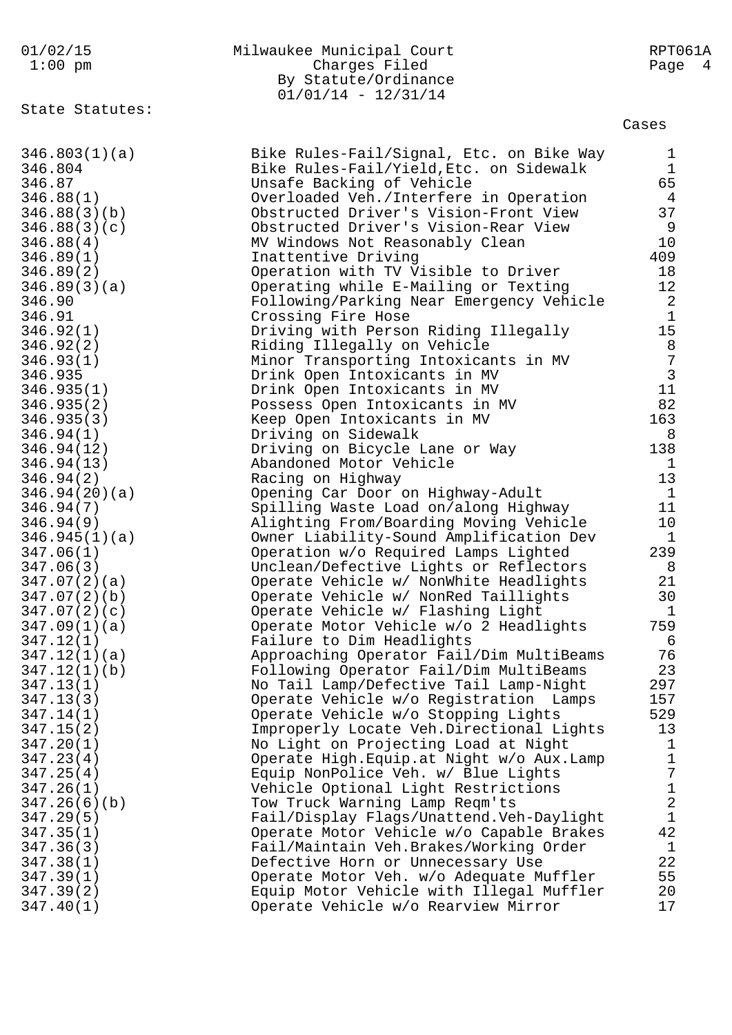State Statutes:

| Statute | Description | Cases |
|---|---|---|
| 346.803(1)(a) | Bike Rules-Fail/Signal, Etc. on Bike Way | 1 |
| 346.804 | Bike Rules-Fail/Yield,Etc. on Sidewalk | 1 |
| 346.87 | Unsafe Backing of Vehicle | 65 |
| 346.88(1) | Overloaded Veh./Interfere in Operation | 4 |
| 346.88(3)(b) | Obstructed Driver's Vision-Front View | 37 |
| 346.88(3)(c) | Obstructed Driver's Vision-Rear View | 9 |
| 346.88(4) | MV Windows Not Reasonably Clean | 10 |
| 346.89(1) | Inattentive Driving | 409 |
| 346.89(2) | Operation with TV Visible to Driver | 18 |
| 346.89(3)(a) | Operating while E-Mailing or Texting | 12 |
| 346.90 | Following/Parking Near Emergency Vehicle | 2 |
| 346.91 | Crossing Fire Hose | 1 |
| 346.92(1) | Driving with Person Riding Illegally | 15 |
| 346.92(2) | Riding Illegally on Vehicle | 8 |
| 346.93(1) | Minor Transporting Intoxicants in MV | 7 |
| 346.935 | Drink Open Intoxicants in MV | 3 |
| 346.935(1) | Drink Open Intoxicants in MV | 11 |
| 346.935(2) | Possess Open Intoxicants in MV | 82 |
| 346.935(3) | Keep Open Intoxicants in MV | 163 |
| 346.94(1) | Driving on Sidewalk | 8 |
| 346.94(12) | Driving on Bicycle Lane or Way | 138 |
| 346.94(13) | Abandoned Motor Vehicle | 1 |
| 346.94(2) | Racing on Highway | 13 |
| 346.94(20)(a) | Opening Car Door on Highway-Adult | 1 |
| 346.94(7) | Spilling Waste Load on/along Highway | 11 |
| 346.94(9) | Alighting From/Boarding Moving Vehicle | 10 |
| 346.945(1)(a) | Owner Liability-Sound Amplification Dev | 1 |
| 347.06(1) | Operation w/o Required Lamps Lighted | 239 |
| 347.06(3) | Unclean/Defective Lights or Reflectors | 8 |
| 347.07(2)(a) | Operate Vehicle w/ NonWhite Headlights | 21 |
| 347.07(2)(b) | Operate Vehicle w/ NonRed Taillights | 30 |
| 347.07(2)(c) | Operate Vehicle w/ Flashing Light | 1 |
| 347.09(1)(a) | Operate Motor Vehicle w/o 2 Headlights | 759 |
| 347.12(1) | Failure to Dim Headlights | 6 |
| 347.12(1)(a) | Approaching Operator Fail/Dim MultiBeams | 76 |
| 347.12(1)(b) | Following Operator Fail/Dim MultiBeams | 23 |
| 347.13(1) | No Tail Lamp/Defective Tail Lamp-Night | 297 |
| 347.13(3) | Operate Vehicle w/o Registration Lamps | 157 |
| 347.14(1) | Operate Vehicle w/o Stopping Lights | 529 |
| 347.15(2) | Improperly Locate Veh.Directional Lights | 13 |
| 347.20(1) | No Light on Projecting Load at Night | 1 |
| 347.23(4) | Operate High.Equip.at Night w/o Aux.Lamp | 1 |
| 347.25(4) | Equip NonPolice Veh. w/ Blue Lights | 7 |
| 347.26(1) | Vehicle Optional Light Restrictions | 1 |
| 347.26(6)(b) | Tow Truck Warning Lamp Reqm'ts | 2 |
| 347.29(5) | Fail/Display Flags/Unattend.Veh-Daylight | 1 |
| 347.35(1) | Operate Motor Vehicle w/o Capable Brakes | 42 |
| 347.36(3) | Fail/Maintain Veh.Brakes/Working Order | 1 |
| 347.38(1) | Defective Horn or Unnecessary Use | 22 |
| 347.39(1) | Operate Motor Veh. w/o Adequate Muffler | 55 |
| 347.39(2) | Equip Motor Vehicle with Illegal Muffler | 20 |
| 347.40(1) | Operate Vehicle w/o Rearview Mirror | 17 |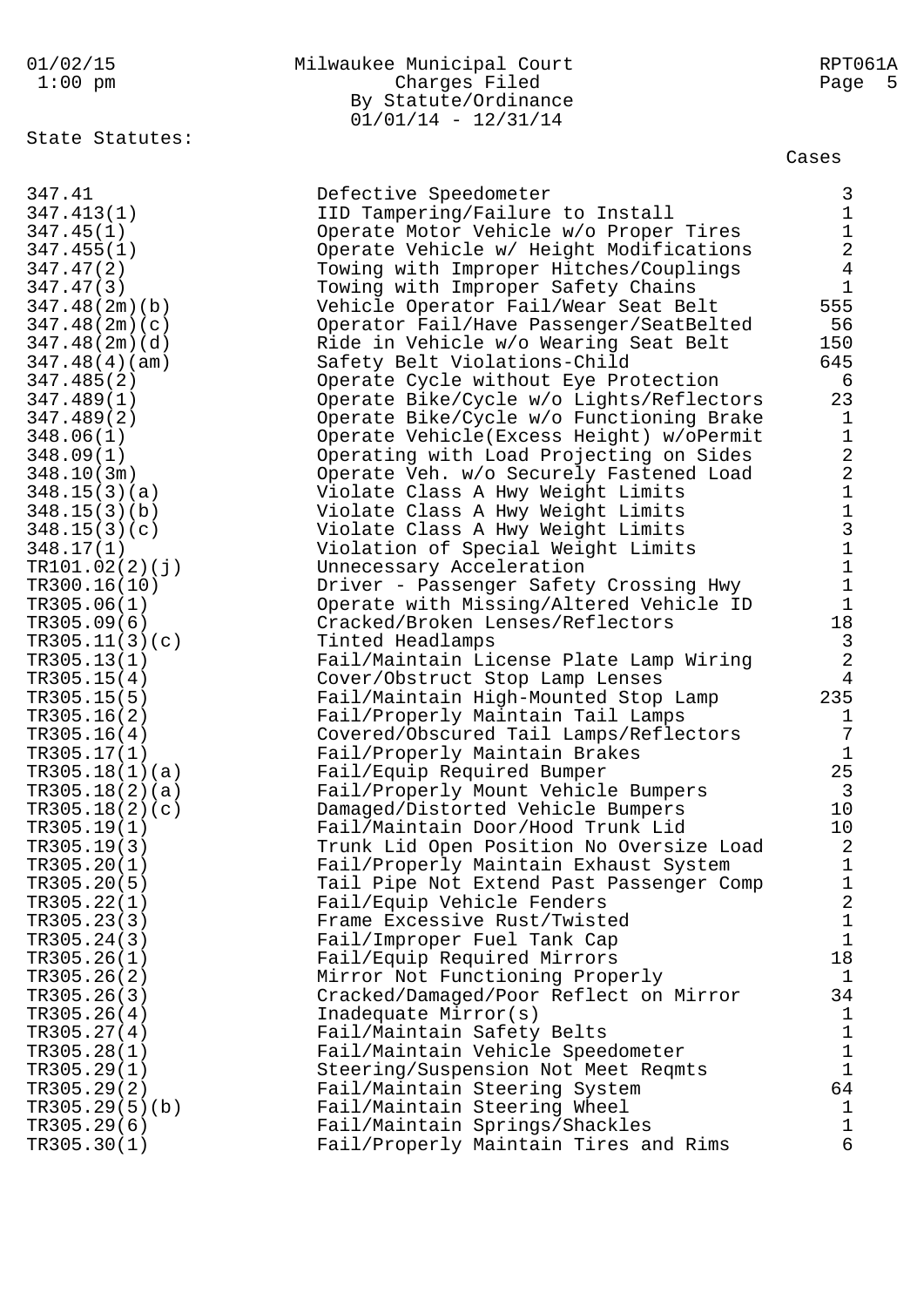Milwaukee Municipal Court
Charges Filed
By Statute/Ordinance
01/01/14 - 12/31/14

State Statutes:

| Statute | Description | Cases |
|---|---|---|
| 347.41 | Defective Speedometer | 3 |
| 347.413(1) | IID Tampering/Failure to Install | 1 |
| 347.45(1) | Operate Motor Vehicle w/o Proper Tires | 1 |
| 347.455(1) | Operate Vehicle w/ Height Modifications | 2 |
| 347.47(2) | Towing with Improper Hitches/Couplings | 4 |
| 347.47(3) | Towing with Improper Safety Chains | 1 |
| 347.48(2m)(b) | Vehicle Operator Fail/Wear Seat Belt | 555 |
| 347.48(2m)(c) | Operator Fail/Have Passenger/SeatBelted | 56 |
| 347.48(2m)(d) | Ride in Vehicle w/o Wearing Seat Belt | 150 |
| 347.48(4)(am) | Safety Belt Violations-Child | 645 |
| 347.485(2) | Operate Cycle without Eye Protection | 6 |
| 347.489(1) | Operate Bike/Cycle w/o Lights/Reflectors | 23 |
| 347.489(2) | Operate Bike/Cycle w/o Functioning Brake | 1 |
| 348.06(1) | Operate Vehicle(Excess Height) w/oPermit | 1 |
| 348.09(1) | Operating with Load Projecting on Sides | 2 |
| 348.10(3m) | Operate Veh. w/o Securely Fastened Load | 2 |
| 348.15(3)(a) | Violate Class A Hwy Weight Limits | 1 |
| 348.15(3)(b) | Violate Class A Hwy Weight Limits | 1 |
| 348.15(3)(c) | Violate Class A Hwy Weight Limits | 3 |
| 348.17(1) | Violation of Special Weight Limits | 1 |
| TR101.02(2)(j) | Unnecessary Acceleration | 1 |
| TR300.16(10) | Driver - Passenger Safety Crossing Hwy | 1 |
| TR305.06(1) | Operate with Missing/Altered Vehicle ID | 1 |
| TR305.09(6) | Cracked/Broken Lenses/Reflectors | 18 |
| TR305.11(3)(c) | Tinted Headlamps | 3 |
| TR305.13(1) | Fail/Maintain License Plate Lamp Wiring | 2 |
| TR305.15(4) | Cover/Obstruct Stop Lamp Lenses | 4 |
| TR305.15(5) | Fail/Maintain High-Mounted Stop Lamp | 235 |
| TR305.16(2) | Fail/Properly Maintain Tail Lamps | 1 |
| TR305.16(4) | Covered/Obscured Tail Lamps/Reflectors | 7 |
| TR305.17(1) | Fail/Properly Maintain Brakes | 1 |
| TR305.18(1)(a) | Fail/Equip Required Bumper | 25 |
| TR305.18(2)(a) | Fail/Properly Mount Vehicle Bumpers | 3 |
| TR305.18(2)(c) | Damaged/Distorted Vehicle Bumpers | 10 |
| TR305.19(1) | Fail/Maintain Door/Hood Trunk Lid | 10 |
| TR305.19(3) | Trunk Lid Open Position No Oversize Load | 2 |
| TR305.20(1) | Fail/Properly Maintain Exhaust System | 1 |
| TR305.20(5) | Tail Pipe Not Extend Past Passenger Comp | 1 |
| TR305.22(1) | Fail/Equip Vehicle Fenders | 2 |
| TR305.23(3) | Frame Excessive Rust/Twisted | 1 |
| TR305.24(3) | Fail/Improper Fuel Tank Cap | 1 |
| TR305.26(1) | Fail/Equip Required Mirrors | 18 |
| TR305.26(2) | Mirror Not Functioning Properly | 1 |
| TR305.26(3) | Cracked/Damaged/Poor Reflect on Mirror | 34 |
| TR305.26(4) | Inadequate Mirror(s) | 1 |
| TR305.27(4) | Fail/Maintain Safety Belts | 1 |
| TR305.28(1) | Fail/Maintain Vehicle Speedometer | 1 |
| TR305.29(1) | Steering/Suspension Not Meet Reqmts | 1 |
| TR305.29(2) | Fail/Maintain Steering System | 64 |
| TR305.29(5)(b) | Fail/Maintain Steering Wheel | 1 |
| TR305.29(6) | Fail/Maintain Springs/Shackles | 1 |
| TR305.30(1) | Fail/Properly Maintain Tires and Rims | 6 |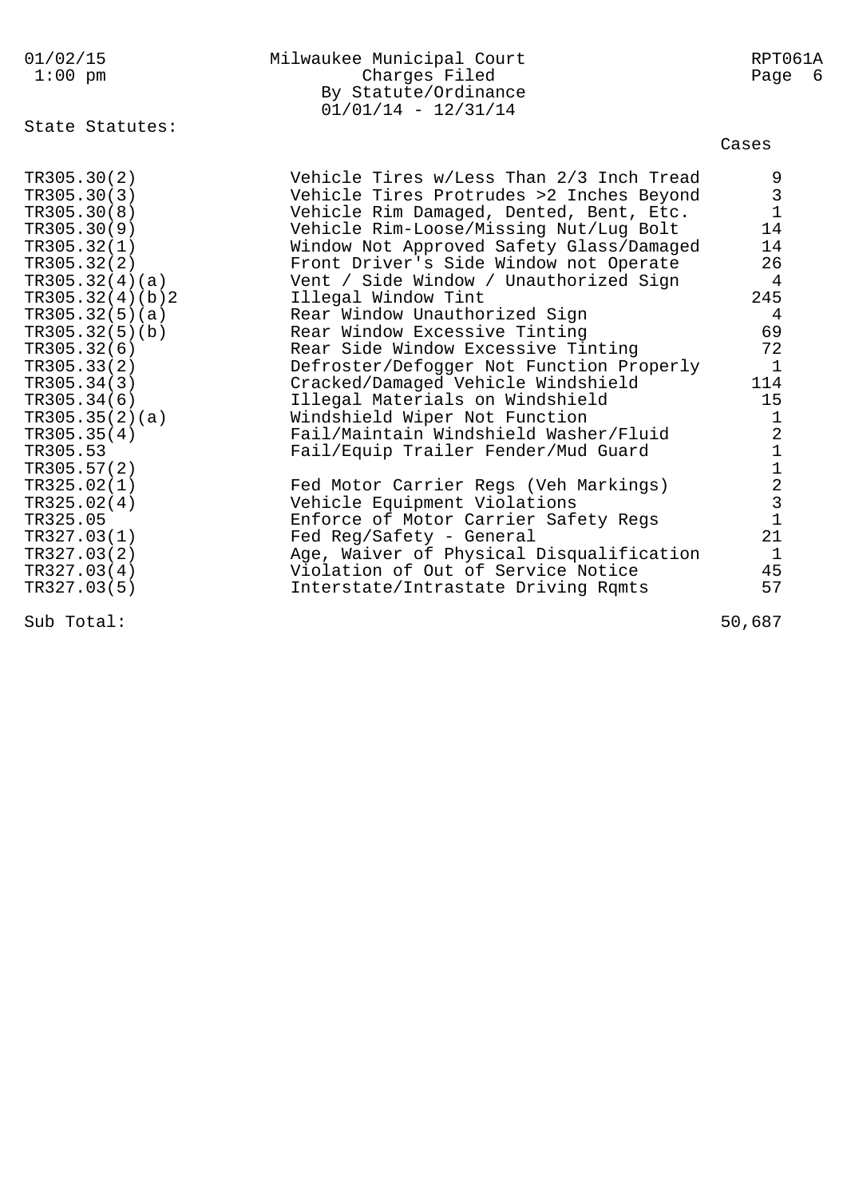Milwaukee Municipal Court
Charges Filed
By Statute/Ordinance
01/01/14 - 12/31/14

State Statutes:

| Statute | Description | Cases |
|---|---|---|
| TR305.30(2) | Vehicle Tires w/Less Than 2/3 Inch Tread | 9 |
| TR305.30(3) | Vehicle Tires Protrudes >2 Inches Beyond | 3 |
| TR305.30(8) | Vehicle Rim Damaged, Dented, Bent, Etc. | 1 |
| TR305.30(9) | Vehicle Rim-Loose/Missing Nut/Lug Bolt | 14 |
| TR305.32(1) | Window Not Approved Safety Glass/Damaged | 14 |
| TR305.32(2) | Front Driver's Side Window not Operate | 26 |
| TR305.32(4)(a) | Vent / Side Window / Unauthorized Sign | 4 |
| TR305.32(4)(b)2 | Illegal Window Tint | 245 |
| TR305.32(5)(a) | Rear Window Unauthorized Sign | 4 |
| TR305.32(5)(b) | Rear Window Excessive Tinting | 69 |
| TR305.32(6) | Rear Side Window Excessive Tinting | 72 |
| TR305.33(2) | Defroster/Defogger Not Function Properly | 1 |
| TR305.34(3) | Cracked/Damaged Vehicle Windshield | 114 |
| TR305.34(6) | Illegal Materials on Windshield | 15 |
| TR305.35(2)(a) | Windshield Wiper Not Function | 1 |
| TR305.35(4) | Fail/Maintain Windshield Washer/Fluid | 2 |
| TR305.53 | Fail/Equip Trailer Fender/Mud Guard | 1 |
| TR305.57(2) | | 1 |
| TR325.02(1) | Fed Motor Carrier Regs (Veh Markings) | 2 |
| TR325.02(4) | Vehicle Equipment Violations | 3 |
| TR325.05 | Enforce of Motor Carrier Safety Regs | 1 |
| TR327.03(1) | Fed Reg/Safety - General | 21 |
| TR327.03(2) | Age, Waiver of Physical Disqualification | 1 |
| TR327.03(4) | Violation of Out of Service Notice | 45 |
| TR327.03(5) | Interstate/Intrastate Driving Rqmts | 57 |
| Sub Total: | | 50,687 |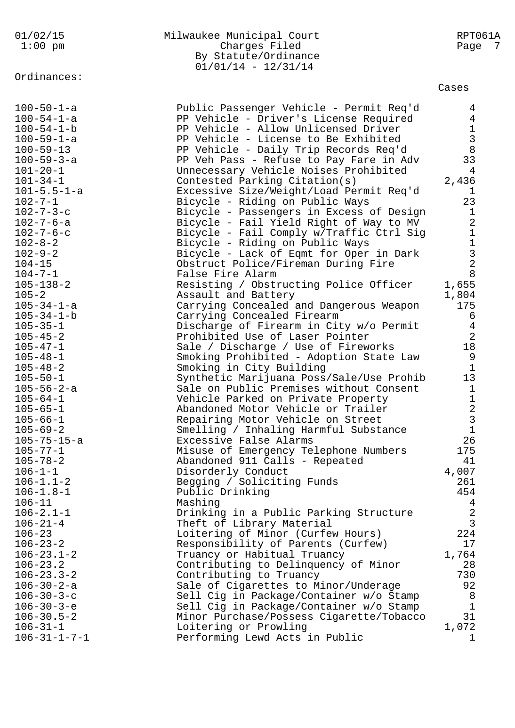Milwaukee Municipal Court
Charges Filed
By Statute/Ordinance
01/01/14 - 12/31/14

Ordinances:

| Ordinance | Description | Cases |
|---|---|---|
| 100-50-1-a | Public Passenger Vehicle - Permit Req'd | 4 |
| 100-54-1-a | PP Vehicle - Driver's License Required | 4 |
| 100-54-1-b | PP Vehicle - Allow Unlicensed Driver | 1 |
| 100-59-1-a | PP Vehicle - License to Be Exhibited | 3 |
| 100-59-13 | PP Vehicle - Daily Trip Records Req'd | 8 |
| 100-59-3-a | PP Veh Pass - Refuse to Pay Fare in Adv | 33 |
| 101-20-1 | Unnecessary Vehicle Noises Prohibited | 4 |
| 101-34-1 | Contested Parking Citation(s) | 2,436 |
| 101-5.5-1-a | Excessive Size/Weight/Load Permit Req'd | 1 |
| 102-7-1 | Bicycle - Riding on Public Ways | 23 |
| 102-7-3-c | Bicycle - Passengers in Excess of Design | 1 |
| 102-7-6-a | Bicycle - Fail Yield Right of Way to MV | 2 |
| 102-7-6-c | Bicycle - Fail Comply w/Traffic Ctrl Sig | 1 |
| 102-8-2 | Bicycle - Riding on Public Ways | 1 |
| 102-9-2 | Bicycle - Lack of Eqmt for Oper in Dark | 3 |
| 104-15 | Obstruct Police/Fireman During Fire | 2 |
| 104-7-1 | False Fire Alarm | 8 |
| 105-138-2 | Resisting / Obstructing Police Officer | 1,655 |
| 105-2 | Assault and Battery | 1,804 |
| 105-34-1-a | Carrying Concealed and Dangerous Weapon | 175 |
| 105-34-1-b | Carrying Concealed Firearm | 6 |
| 105-35-1 | Discharge of Firearm in City w/o Permit | 4 |
| 105-45-2 | Prohibited Use of Laser Pointer | 2 |
| 105-47-1 | Sale / Discharge / Use of Fireworks | 18 |
| 105-48-1 | Smoking Prohibited - Adoption State Law | 9 |
| 105-48-2 | Smoking in City Building | 1 |
| 105-50-1 | Synthetic Marijuana Poss/Sale/Use Prohib | 13 |
| 105-56-2-a | Sale on Public Premises without Consent | 1 |
| 105-64-1 | Vehicle Parked on Private Property | 1 |
| 105-65-1 | Abandoned Motor Vehicle or Trailer | 2 |
| 105-66-1 | Repairing Motor Vehicle on Street | 3 |
| 105-69-2 | Smelling / Inhaling Harmful Substance | 1 |
| 105-75-15-a | Excessive False Alarms | 26 |
| 105-77-1 | Misuse of Emergency Telephone Numbers | 175 |
| 105-78-2 | Abandoned 911 Calls - Repeated | 41 |
| 106-1-1 | Disorderly Conduct | 4,007 |
| 106-1.1-2 | Begging / Soliciting Funds | 261 |
| 106-1.8-1 | Public Drinking | 454 |
| 106-11 | Mashing | 4 |
| 106-2.1-1 | Drinking in a Public Parking Structure | 2 |
| 106-21-4 | Theft of Library Material | 3 |
| 106-23 | Loitering of Minor (Curfew Hours) | 224 |
| 106-23-2 | Responsibility of Parents (Curfew) | 17 |
| 106-23.1-2 | Truancy or Habitual Truancy | 1,764 |
| 106-23.2 | Contributing to Delinquency of Minor | 28 |
| 106-23.3-2 | Contributing to Truancy | 730 |
| 106-30-2-a | Sale of Cigarettes to Minor/Underage | 92 |
| 106-30-3-c | Sell Cig in Package/Container w/o Stamp | 8 |
| 106-30-3-e | Sell Cig in Package/Container w/o Stamp | 1 |
| 106-30.5-2 | Minor Purchase/Possess Cigarette/Tobacco | 31 |
| 106-31-1 | Loitering or Prowling | 1,072 |
| 106-31-1-7-1 | Performing Lewd Acts in Public | 1 |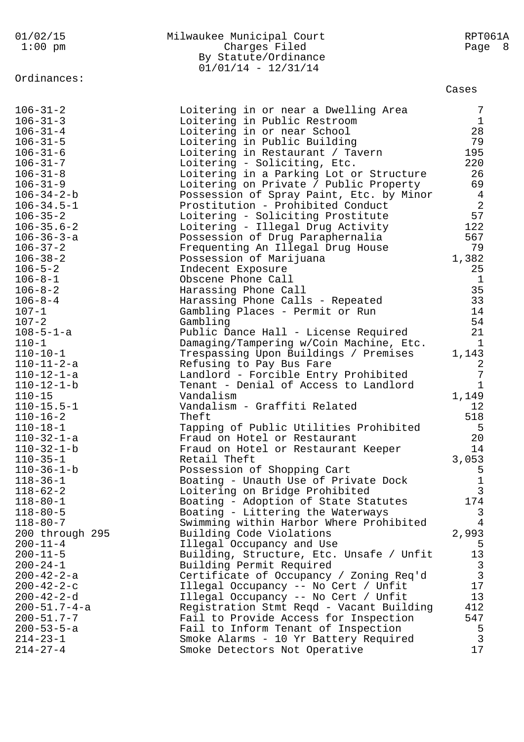Ordinances:

| | | Cases |
|---|---|---|
| 106-31-2 | Loitering in or near a Dwelling Area | 7 |
| 106-31-3 | Loitering in Public Restroom | 1 |
| 106-31-4 | Loitering in or near School | 28 |
| 106-31-5 | Loitering in Public Building | 79 |
| 106-31-6 | Loitering in Restaurant / Tavern | 195 |
| 106-31-7 | Loitering - Soliciting, Etc. | 220 |
| 106-31-8 | Loitering in a Parking Lot or Structure | 26 |
| 106-31-9 | Loitering on Private / Public Property | 69 |
| 106-34-2-b | Possession of Spray Paint, Etc. by Minor | 4 |
| 106-34.5-1 | Prostitution - Prohibited Conduct | 2 |
| 106-35-2 | Loitering - Soliciting Prostitute | 57 |
| 106-35.6-2 | Loitering - Illegal Drug Activity | 122 |
| 106-36-3-a | Possession of Drug Paraphernalia | 567 |
| 106-37-2 | Frequenting An Illegal Drug House | 79 |
| 106-38-2 | Possession of Marijuana | 1,382 |
| 106-5-2 | Indecent Exposure | 25 |
| 106-8-1 | Obscene Phone Call | 1 |
| 106-8-2 | Harassing Phone Call | 35 |
| 106-8-4 | Harassing Phone Calls - Repeated | 33 |
| 107-1 | Gambling Places - Permit or Run | 14 |
| 107-2 | Gambling | 54 |
| 108-5-1-a | Public Dance Hall - License Required | 21 |
| 110-1 | Damaging/Tampering w/Coin Machine, Etc. | 1 |
| 110-10-1 | Trespassing Upon Buildings / Premises | 1,143 |
| 110-11-2-a | Refusing to Pay Bus Fare | 2 |
| 110-12-1-a | Landlord - Forcible Entry Prohibited | 7 |
| 110-12-1-b | Tenant - Denial of Access to Landlord | 1 |
| 110-15 | Vandalism | 1,149 |
| 110-15.5-1 | Vandalism - Graffiti Related | 12 |
| 110-16-2 | Theft | 518 |
| 110-18-1 | Tapping of Public Utilities Prohibited | 5 |
| 110-32-1-a | Fraud on Hotel or Restaurant | 20 |
| 110-32-1-b | Fraud on Hotel or Restaurant Keeper | 14 |
| 110-35-1 | Retail Theft | 3,053 |
| 110-36-1-b | Possession of Shopping Cart | 5 |
| 118-36-1 | Boating - Unauth Use of Private Dock | 1 |
| 118-62-2 | Loitering on Bridge Prohibited | 3 |
| 118-80-1 | Boating - Adoption of State Statutes | 174 |
| 118-80-5 | Boating - Littering the Waterways | 3 |
| 118-80-7 | Swimming within Harbor Where Prohibited | 4 |
| 200 through 295 | Building Code Violations | 2,993 |
| 200-11-4 | Illegal Occupancy and Use | 5 |
| 200-11-5 | Building, Structure, Etc. Unsafe / Unfit | 13 |
| 200-24-1 | Building Permit Required | 3 |
| 200-42-2-a | Certificate of Occupancy / Zoning Req'd | 3 |
| 200-42-2-c | Illegal Occupancy -- No Cert / Unfit | 17 |
| 200-42-2-d | Illegal Occupancy -- No Cert / Unfit | 13 |
| 200-51.7-4-a | Registration Stmt Reqd - Vacant Building | 412 |
| 200-51.7-7 | Fail to Provide Access for Inspection | 547 |
| 200-53-5-a | Fail to Inform Tenant of Inspection | 5 |
| 214-23-1 | Smoke Alarms - 10 Yr Battery Required | 3 |
| 214-27-4 | Smoke Detectors Not Operative | 17 |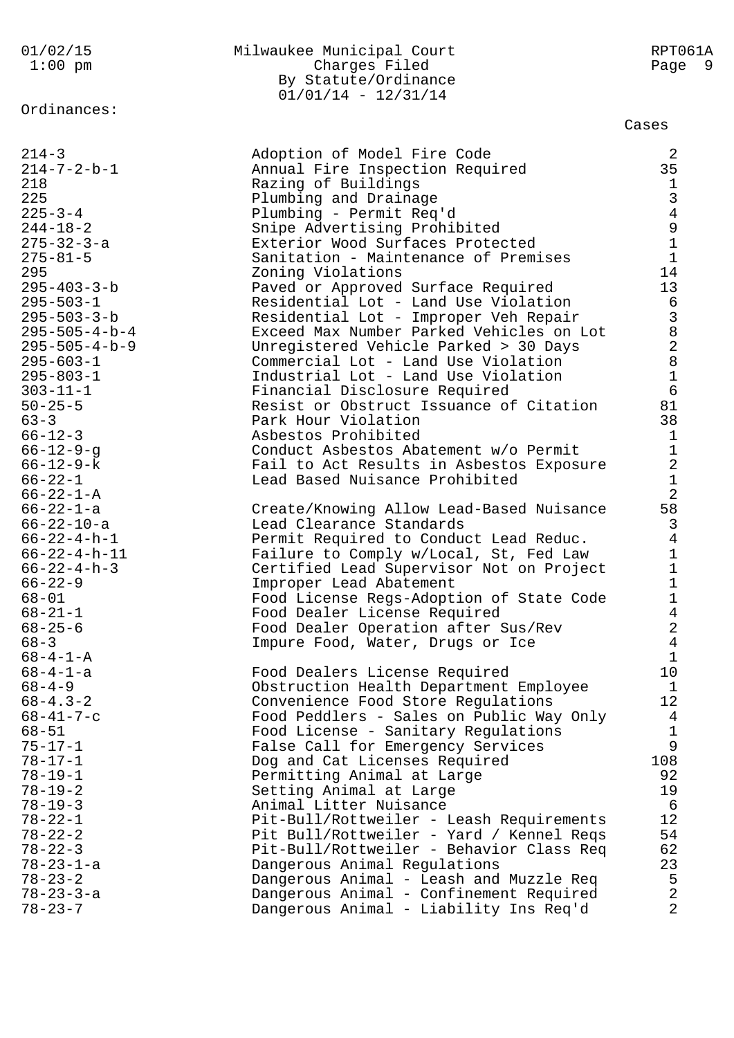Milwaukee Municipal Court
Charges Filed
By Statute/Ordinance
01/01/14 - 12/31/14

Ordinances:

| Ordinance | Description | Cases |
|---|---|---|
| 214-3 | Adoption of Model Fire Code | 2 |
| 214-7-2-b-1 | Annual Fire Inspection Required | 35 |
| 218 | Razing of Buildings | 1 |
| 225 | Plumbing and Drainage | 3 |
| 225-3-4 | Plumbing - Permit Req'd | 4 |
| 244-18-2 | Snipe Advertising Prohibited | 9 |
| 275-32-3-a | Exterior Wood Surfaces Protected | 1 |
| 275-81-5 | Sanitation - Maintenance of Premises | 1 |
| 295 | Zoning Violations | 14 |
| 295-403-3-b | Paved or Approved Surface Required | 13 |
| 295-503-1 | Residential Lot - Land Use Violation | 6 |
| 295-503-3-b | Residential Lot - Improper Veh Repair | 3 |
| 295-505-4-b-4 | Exceed Max Number Parked Vehicles on Lot | 8 |
| 295-505-4-b-9 | Unregistered Vehicle Parked > 30 Days | 2 |
| 295-603-1 | Commercial Lot - Land Use Violation | 8 |
| 295-803-1 | Industrial Lot - Land Use Violation | 1 |
| 303-11-1 | Financial Disclosure Required | 6 |
| 50-25-5 | Resist or Obstruct Issuance of Citation | 81 |
| 63-3 | Park Hour Violation | 38 |
| 66-12-3 | Asbestos Prohibited | 1 |
| 66-12-9-g | Conduct Asbestos Abatement w/o Permit | 1 |
| 66-12-9-k | Fail to Act Results in Asbestos Exposure | 2 |
| 66-22-1 | Lead Based Nuisance Prohibited | 1 |
| 66-22-1-A | | 2 |
| 66-22-1-a | Create/Knowing Allow Lead-Based Nuisance | 58 |
| 66-22-10-a | Lead Clearance Standards | 3 |
| 66-22-4-h-1 | Permit Required to Conduct Lead Reduc. | 4 |
| 66-22-4-h-11 | Failure to Comply w/Local, St, Fed Law | 1 |
| 66-22-4-h-3 | Certified Lead Supervisor Not on Project | 1 |
| 66-22-9 | Improper Lead Abatement | 1 |
| 68-01 | Food License Regs-Adoption of State Code | 1 |
| 68-21-1 | Food Dealer License Required | 4 |
| 68-25-6 | Food Dealer Operation after Sus/Rev | 2 |
| 68-3 | Impure Food, Water, Drugs or Ice | 4 |
| 68-4-1-A | | 1 |
| 68-4-1-a | Food Dealers License Required | 10 |
| 68-4-9 | Obstruction Health Department Employee | 1 |
| 68-4.3-2 | Convenience Food Store Regulations | 12 |
| 68-41-7-c | Food Peddlers - Sales on Public Way Only | 4 |
| 68-51 | Food License - Sanitary Regulations | 1 |
| 75-17-1 | False Call for Emergency Services | 9 |
| 78-17-1 | Dog and Cat Licenses Required | 108 |
| 78-19-1 | Permitting Animal at Large | 92 |
| 78-19-2 | Setting Animal at Large | 19 |
| 78-19-3 | Animal Litter Nuisance | 6 |
| 78-22-1 | Pit-Bull/Rottweiler - Leash Requirements | 12 |
| 78-22-2 | Pit Bull/Rottweiler - Yard / Kennel Reqs | 54 |
| 78-22-3 | Pit-Bull/Rottweiler - Behavior Class Req | 62 |
| 78-23-1-a | Dangerous Animal Regulations | 23 |
| 78-23-2 | Dangerous Animal - Leash and Muzzle Req | 5 |
| 78-23-3-a | Dangerous Animal - Confinement Required | 2 |
| 78-23-7 | Dangerous Animal - Liability Ins Req'd | 2 |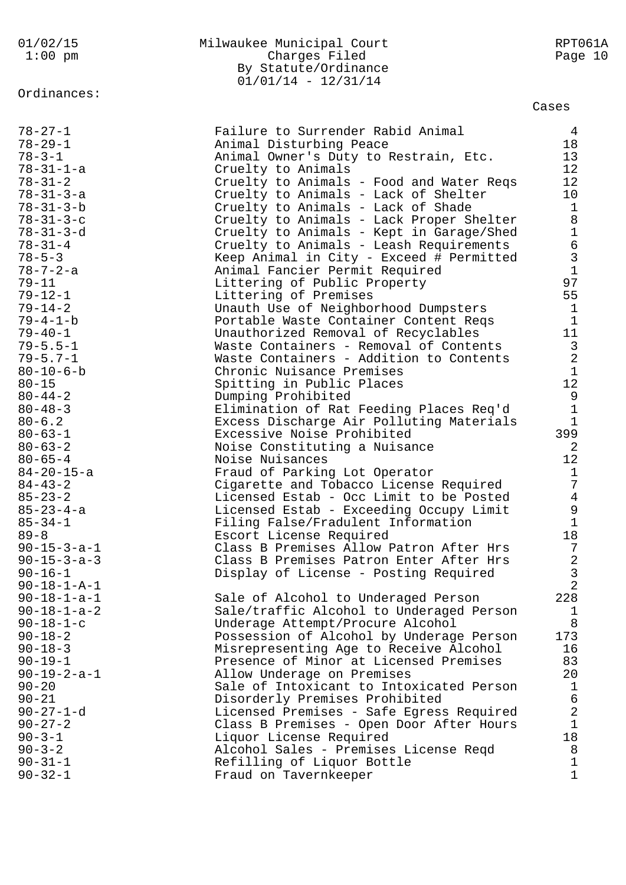Milwaukee Municipal Court
Charges Filed
By Statute/Ordinance
01/01/14 - 12/31/14

Ordinances:

| Ordinance | Description | Cases |
|---|---|---|
| 78-27-1 | Failure to Surrender Rabid Animal | 4 |
| 78-29-1 | Animal Disturbing Peace | 18 |
| 78-3-1 | Animal Owner's Duty to Restrain, Etc. | 13 |
| 78-31-1-a | Cruelty to Animals | 12 |
| 78-31-2 | Cruelty to Animals - Food and Water Reqs | 12 |
| 78-31-3-a | Cruelty to Animals - Lack of Shelter | 10 |
| 78-31-3-b | Cruelty to Animals - Lack of Shade | 1 |
| 78-31-3-c | Cruelty to Animals - Lack Proper Shelter | 8 |
| 78-31-3-d | Cruelty to Animals - Kept in Garage/Shed | 1 |
| 78-31-4 | Cruelty to Animals - Leash Requirements | 6 |
| 78-5-3 | Keep Animal in City - Exceed # Permitted | 3 |
| 78-7-2-a | Animal Fancier Permit Required | 1 |
| 79-11 | Littering of Public Property | 97 |
| 79-12-1 | Littering of Premises | 55 |
| 79-14-2 | Unauth Use of Neighborhood Dumpsters | 1 |
| 79-4-1-b | Portable Waste Container Content Reqs | 1 |
| 79-40-1 | Unauthorized Removal of Recyclables | 11 |
| 79-5.5-1 | Waste Containers - Removal of Contents | 3 |
| 79-5.7-1 | Waste Containers - Addition to Contents | 2 |
| 80-10-6-b | Chronic Nuisance Premises | 1 |
| 80-15 | Spitting in Public Places | 12 |
| 80-44-2 | Dumping Prohibited | 9 |
| 80-48-3 | Elimination of Rat Feeding Places Req'd | 1 |
| 80-6.2 | Excess Discharge Air Polluting Materials | 1 |
| 80-63-1 | Excessive Noise Prohibited | 399 |
| 80-63-2 | Noise Constituting a Nuisance | 2 |
| 80-65-4 | Noise Nuisances | 12 |
| 84-20-15-a | Fraud of Parking Lot Operator | 1 |
| 84-43-2 | Cigarette and Tobacco License Required | 7 |
| 85-23-2 | Licensed Estab - Occ Limit to be Posted | 4 |
| 85-23-4-a | Licensed Estab - Exceeding Occupy Limit | 9 |
| 85-34-1 | Filing False/Fradulent Information | 1 |
| 89-8 | Escort License Required | 18 |
| 90-15-3-a-1 | Class B Premises Allow Patron After Hrs | 7 |
| 90-15-3-a-3 | Class B Premises Patron Enter After Hrs | 2 |
| 90-16-1 | Display of License - Posting Required | 3 |
| 90-18-1-A-1 | | 2 |
| 90-18-1-a-1 | Sale of Alcohol to Underaged Person | 228 |
| 90-18-1-a-2 | Sale/traffic Alcohol to Underaged Person | 1 |
| 90-18-1-c | Underage Attempt/Procure Alcohol | 8 |
| 90-18-2 | Possession of Alcohol by Underage Person | 173 |
| 90-18-3 | Misrepresenting Age to Receive Alcohol | 16 |
| 90-19-1 | Presence of Minor at Licensed Premises | 83 |
| 90-19-2-a-1 | Allow Underage on Premises | 20 |
| 90-20 | Sale of Intoxicant to Intoxicated Person | 1 |
| 90-21 | Disorderly Premises Prohibited | 6 |
| 90-27-1-d | Licensed Premises - Safe Egress Required | 2 |
| 90-27-2 | Class B Premises - Open Door After Hours | 1 |
| 90-3-1 | Liquor License Required | 18 |
| 90-3-2 | Alcohol Sales - Premises License Reqd | 8 |
| 90-31-1 | Refilling of Liquor Bottle | 1 |
| 90-32-1 | Fraud on Tavernkeeper | 1 |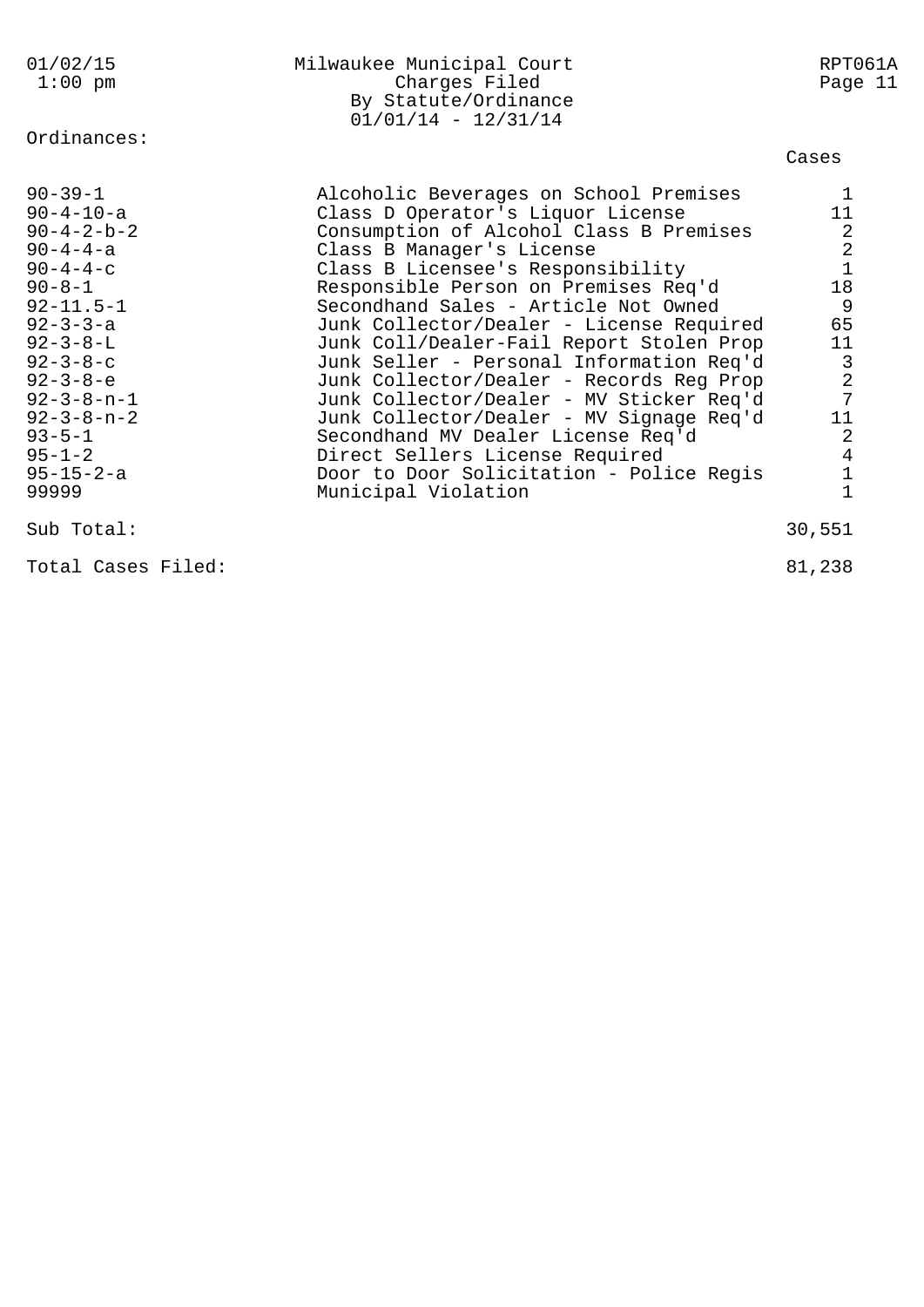Milwaukee Municipal Court
Charges Filed
By Statute/Ordinance
01/01/14 - 12/31/14

Ordinances:

| Ordinance | Description | Cases |
|---|---|---|
| 90-39-1 | Alcoholic Beverages on School Premises | 1 |
| 90-4-10-a | Class D Operator's Liquor License | 11 |
| 90-4-2-b-2 | Consumption of Alcohol Class B Premises | 2 |
| 90-4-4-a | Class B Manager's License | 2 |
| 90-4-4-c | Class B Licensee's Responsibility | 1 |
| 90-8-1 | Responsible Person on Premises Req'd | 18 |
| 92-11.5-1 | Secondhand Sales - Article Not Owned | 9 |
| 92-3-3-a | Junk Collector/Dealer - License Required | 65 |
| 92-3-8-L | Junk Coll/Dealer-Fail Report Stolen Prop | 11 |
| 92-3-8-c | Junk Seller - Personal Information Req'd | 3 |
| 92-3-8-e | Junk Collector/Dealer - Records Reg Prop | 2 |
| 92-3-8-n-1 | Junk Collector/Dealer - MV Sticker Req'd | 7 |
| 92-3-8-n-2 | Junk Collector/Dealer - MV Signage Req'd | 11 |
| 93-5-1 | Secondhand MV Dealer License Req'd | 2 |
| 95-1-2 | Direct Sellers License Required | 4 |
| 95-15-2-a | Door to Door Solicitation - Police Regis | 1 |
| 99999 | Municipal Violation | 1 |
| Sub Total: | | 30,551 |
| Total Cases Filed: | | 81,238 |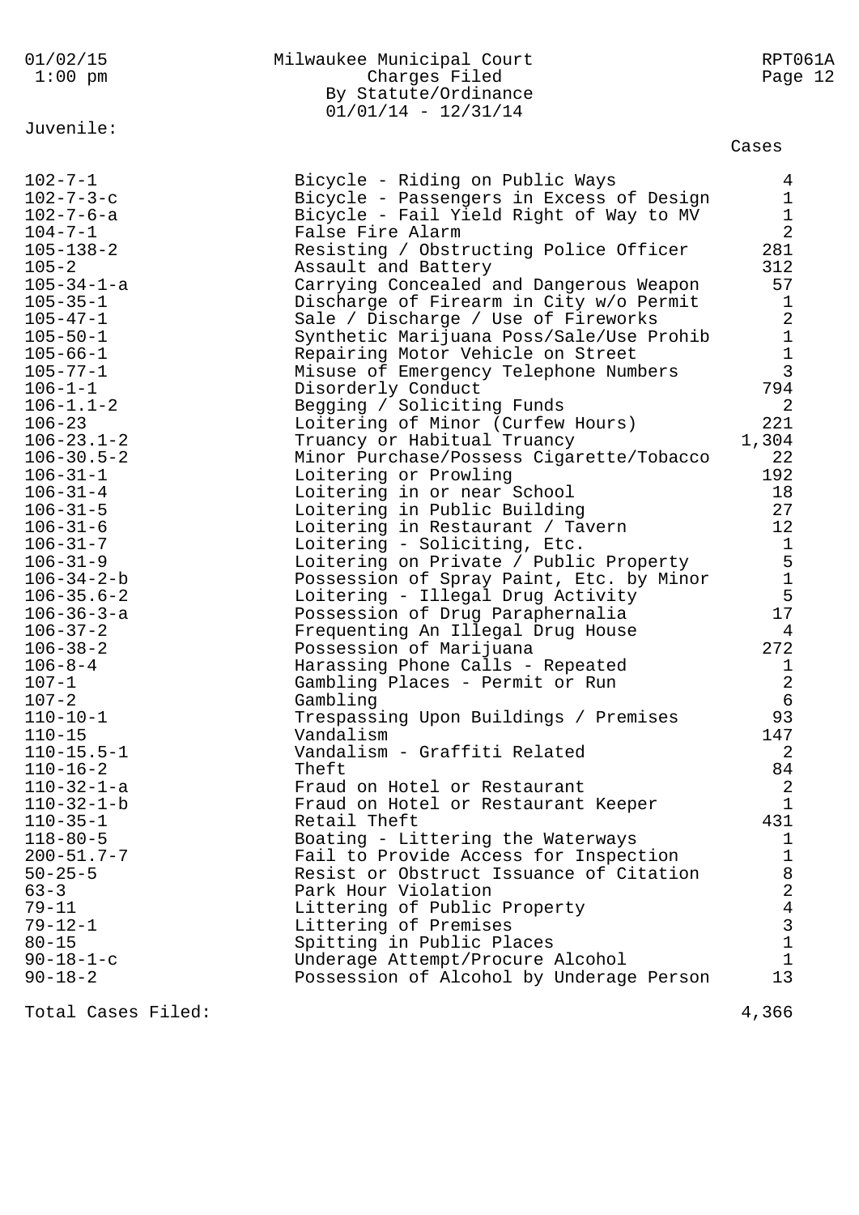Milwaukee Municipal Court
Charges Filed
By Statute/Ordinance
01/01/14 - 12/31/14

Juvenile:

| | | Cases |
|---|---|---|
| 102-7-1 | Bicycle - Riding on Public Ways | 4 |
| 102-7-3-c | Bicycle - Passengers in Excess of Design | 1 |
| 102-7-6-a | Bicycle - Fail Yield Right of Way to MV | 1 |
| 104-7-1 | False Fire Alarm | 2 |
| 105-138-2 | Resisting / Obstructing Police Officer | 281 |
| 105-2 | Assault and Battery | 312 |
| 105-34-1-a | Carrying Concealed and Dangerous Weapon | 57 |
| 105-35-1 | Discharge of Firearm in City w/o Permit | 1 |
| 105-47-1 | Sale / Discharge / Use of Fireworks | 2 |
| 105-50-1 | Synthetic Marijuana Poss/Sale/Use Prohib | 1 |
| 105-66-1 | Repairing Motor Vehicle on Street | 1 |
| 105-77-1 | Misuse of Emergency Telephone Numbers | 3 |
| 106-1-1 | Disorderly Conduct | 794 |
| 106-1.1-2 | Begging / Soliciting Funds | 2 |
| 106-23 | Loitering of Minor (Curfew Hours) | 221 |
| 106-23.1-2 | Truancy or Habitual Truancy | 1,304 |
| 106-30.5-2 | Minor Purchase/Possess Cigarette/Tobacco | 22 |
| 106-31-1 | Loitering or Prowling | 192 |
| 106-31-4 | Loitering in or near School | 18 |
| 106-31-5 | Loitering in Public Building | 27 |
| 106-31-6 | Loitering in Restaurant / Tavern | 12 |
| 106-31-7 | Loitering - Soliciting, Etc. | 1 |
| 106-31-9 | Loitering on Private / Public Property | 5 |
| 106-34-2-b | Possession of Spray Paint, Etc. by Minor | 1 |
| 106-35.6-2 | Loitering - Illegal Drug Activity | 5 |
| 106-36-3-a | Possession of Drug Paraphernalia | 17 |
| 106-37-2 | Frequenting An Illegal Drug House | 4 |
| 106-38-2 | Possession of Marijuana | 272 |
| 106-8-4 | Harassing Phone Calls - Repeated | 1 |
| 107-1 | Gambling Places - Permit or Run | 2 |
| 107-2 | Gambling | 6 |
| 110-10-1 | Trespassing Upon Buildings / Premises | 93 |
| 110-15 | Vandalism | 147 |
| 110-15.5-1 | Vandalism - Graffiti Related | 2 |
| 110-16-2 | Theft | 84 |
| 110-32-1-a | Fraud on Hotel or Restaurant | 2 |
| 110-32-1-b | Fraud on Hotel or Restaurant Keeper | 1 |
| 110-35-1 | Retail Theft | 431 |
| 118-80-5 | Boating - Littering the Waterways | 1 |
| 200-51.7-7 | Fail to Provide Access for Inspection | 1 |
| 50-25-5 | Resist or Obstruct Issuance of Citation | 8 |
| 63-3 | Park Hour Violation | 2 |
| 79-11 | Littering of Public Property | 4 |
| 79-12-1 | Littering of Premises | 3 |
| 80-15 | Spitting in Public Places | 1 |
| 90-18-1-c | Underage Attempt/Procure Alcohol | 1 |
| 90-18-2 | Possession of Alcohol by Underage Person | 13 |
| Total Cases Filed: | | 4,366 |